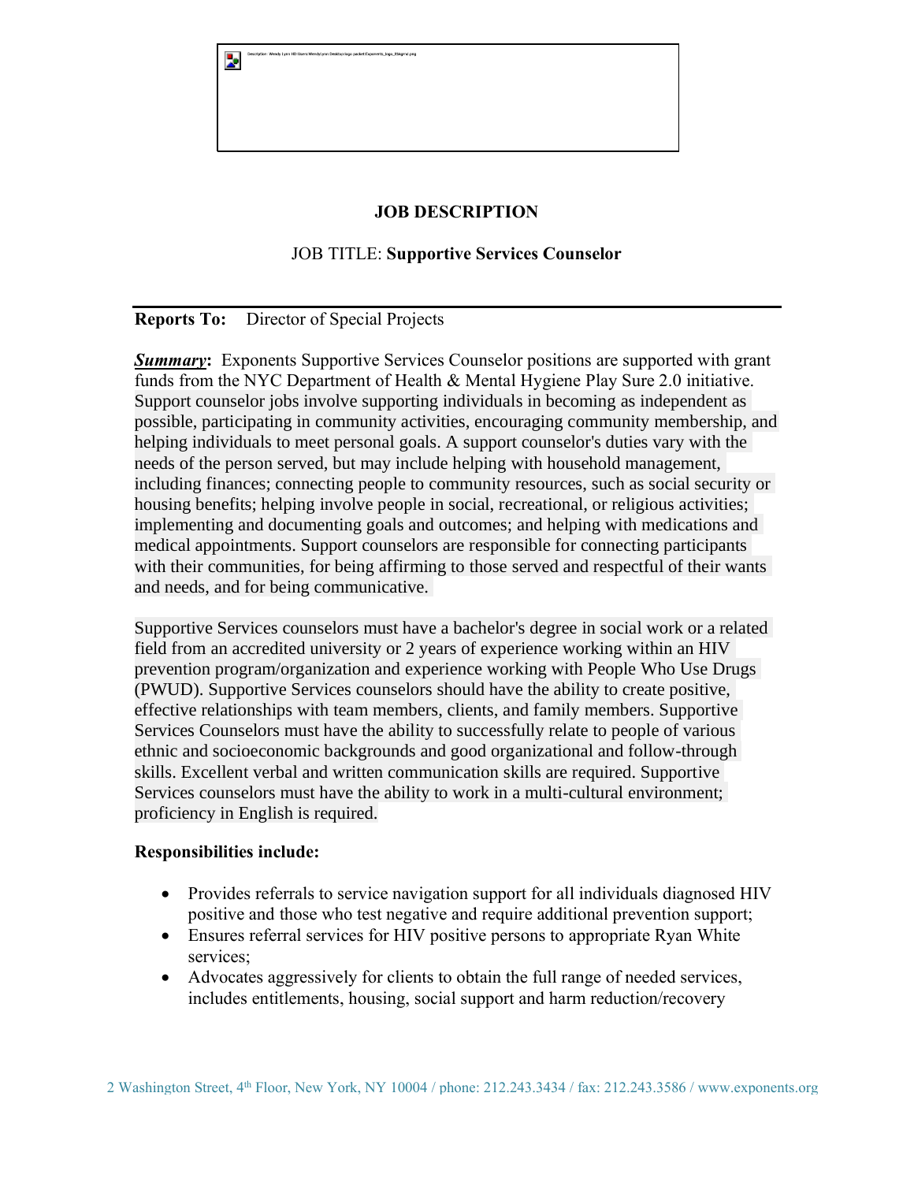# JOB DESCRIPTION

JOB TITLE: **Supportive Services Counselor**

**Reports To:** Director of Special Projects

***Summary*:** Exponents Supportive Services Counselor positions are supported with grant funds from the NYC Department of Health & Mental Hygiene Play Sure 2.0 initiative. Support counselor jobs involve supporting individuals in becoming as independent as possible, participating in community activities, encouraging community membership, and helping individuals to meet personal goals. A support counselor's duties vary with the needs of the person served, but may include helping with household management, including finances; connecting people to community resources, such as social security or housing benefits; helping involve people in social, recreational, or religious activities; implementing and documenting goals and outcomes; and helping with medications and medical appointments. Support counselors are responsible for connecting participants with their communities, for being affirming to those served and respectful of their wants and needs, and for being communicative.

Supportive Services counselors must have a bachelor's degree in social work or a related field from an accredited university or 2 years of experience working within an HIV prevention program/organization and experience working with People Who Use Drugs (PWUD). Supportive Services counselors should have the ability to create positive, effective relationships with team members, clients, and family members. Supportive Services Counselors must have the ability to successfully relate to people of various ethnic and socioeconomic backgrounds and good organizational and follow-through skills. Excellent verbal and written communication skills are required. Supportive Services counselors must have the ability to work in a multi-cultural environment; proficiency in English is required.

**Responsibilities include:**

- Provides referrals to service navigation support for all individuals diagnosed HIV positive and those who test negative and require additional prevention support;
- Ensures referral services for HIV positive persons to appropriate Ryan White services;
- Advocates aggressively for clients to obtain the full range of needed services, includes entitlements, housing, social support and harm reduction/recovery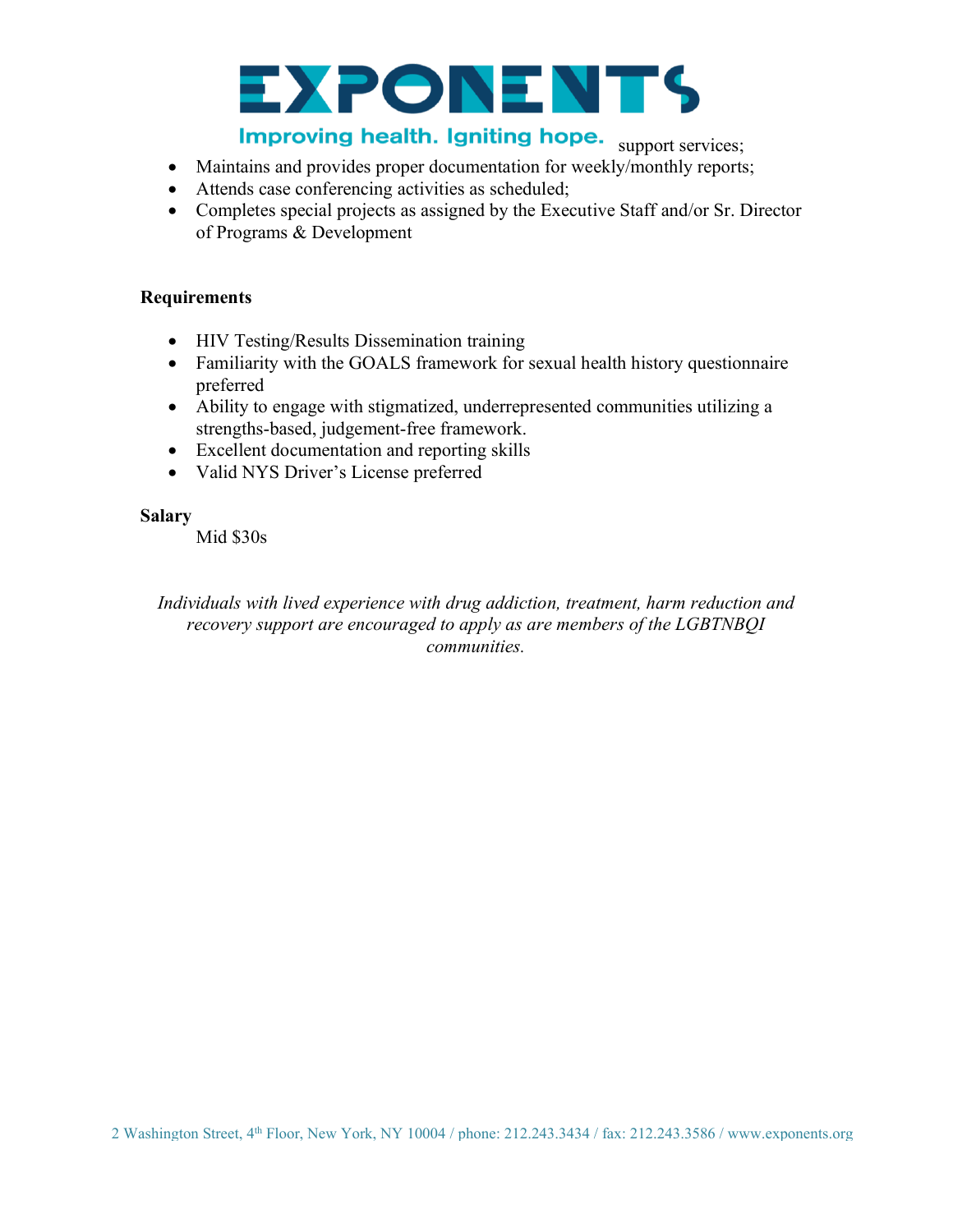support services;

- Maintains and provides proper documentation for weekly/monthly reports;
- Attends case conferencing activities as scheduled;
- Completes special projects as assigned by the Executive Staff and/or Sr. Director of Programs & Development

**Requirements**

- HIV Testing/Results Dissemination training
- Familiarity with the GOALS framework for sexual health history questionnaire preferred
- Ability to engage with stigmatized, underrepresented communities utilizing a strengths-based, judgement-free framework.
- Excellent documentation and reporting skills
- Valid NYS Driver's License preferred

**Salary**

Mid $30s

*Individuals with lived experience with drug addiction, treatment, harm reduction and recovery support are encouraged to apply as are members of the LGBTNBQI communities.*